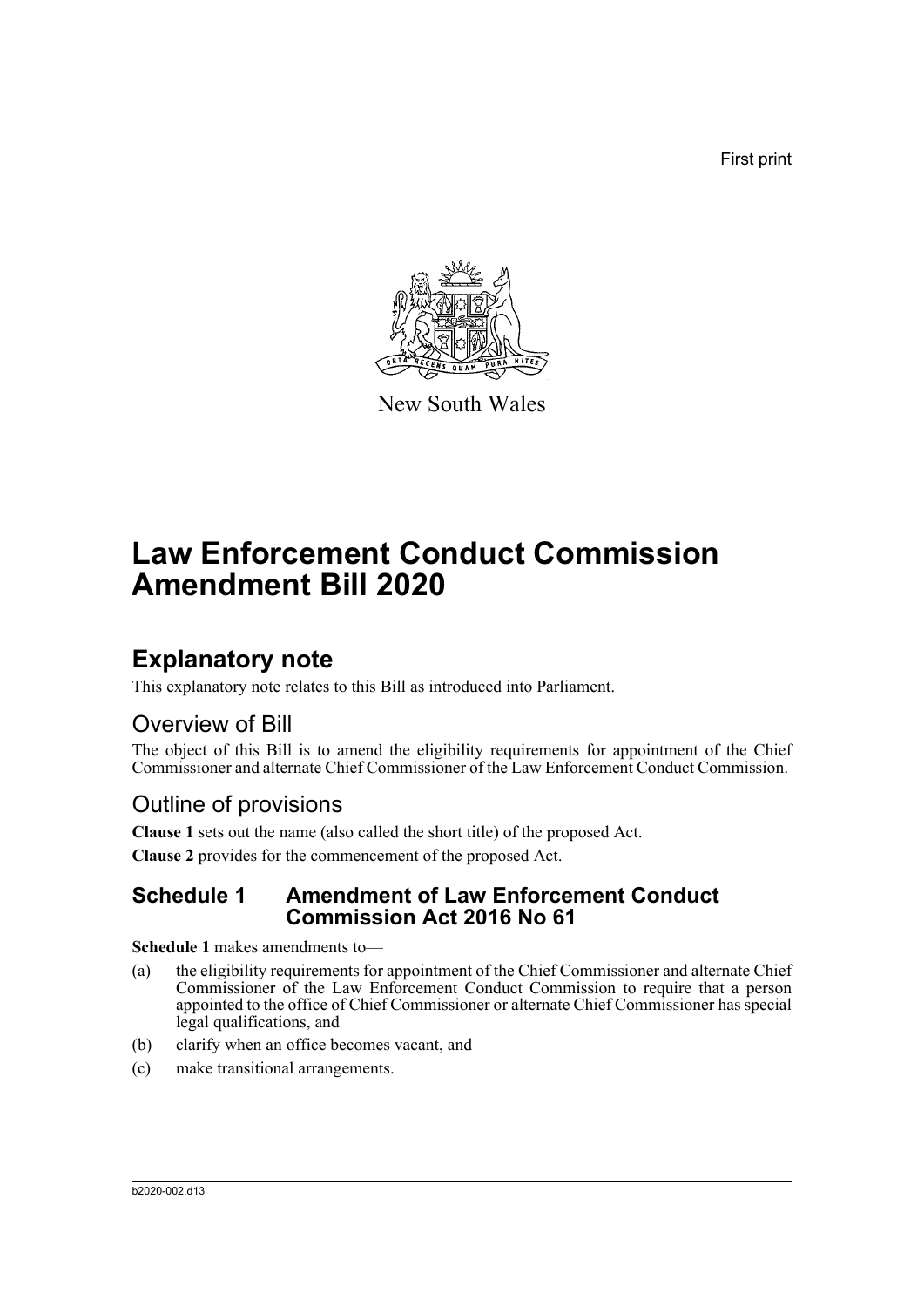First print

New South Wales

# Law Enforcement Conduct Commission Amendment Bill 2020

## Explanatory note

This explanatory note relates to this Bill as introduced into Parliament.

### Overview of Bill

The object of this Bill is to amend the eligibility requirements for appointment of the Chief Commissioner and alternate Chief Commissioner of the Law Enforcement Conduct Commission.

### Outline of provisions

**Clause 1** sets out the name (also called the short title) of the proposed Act.

**Clause 2** provides for the commencement of the proposed Act.

### Schedule 1 Amendment of Law Enforcement Conduct Commission Act 2016 No 61

**Schedule 1** makes amendments to—

(a) the eligibility requirements for appointment of the Chief Commissioner and alternate Chief Commissioner of the Law Enforcement Conduct Commission to require that a person appointed to the office of Chief Commissioner or alternate Chief Commissioner has special legal qualifications, and

(b) clarify when an office becomes vacant, and

(c) make transitional arrangements.

b2020-002.d13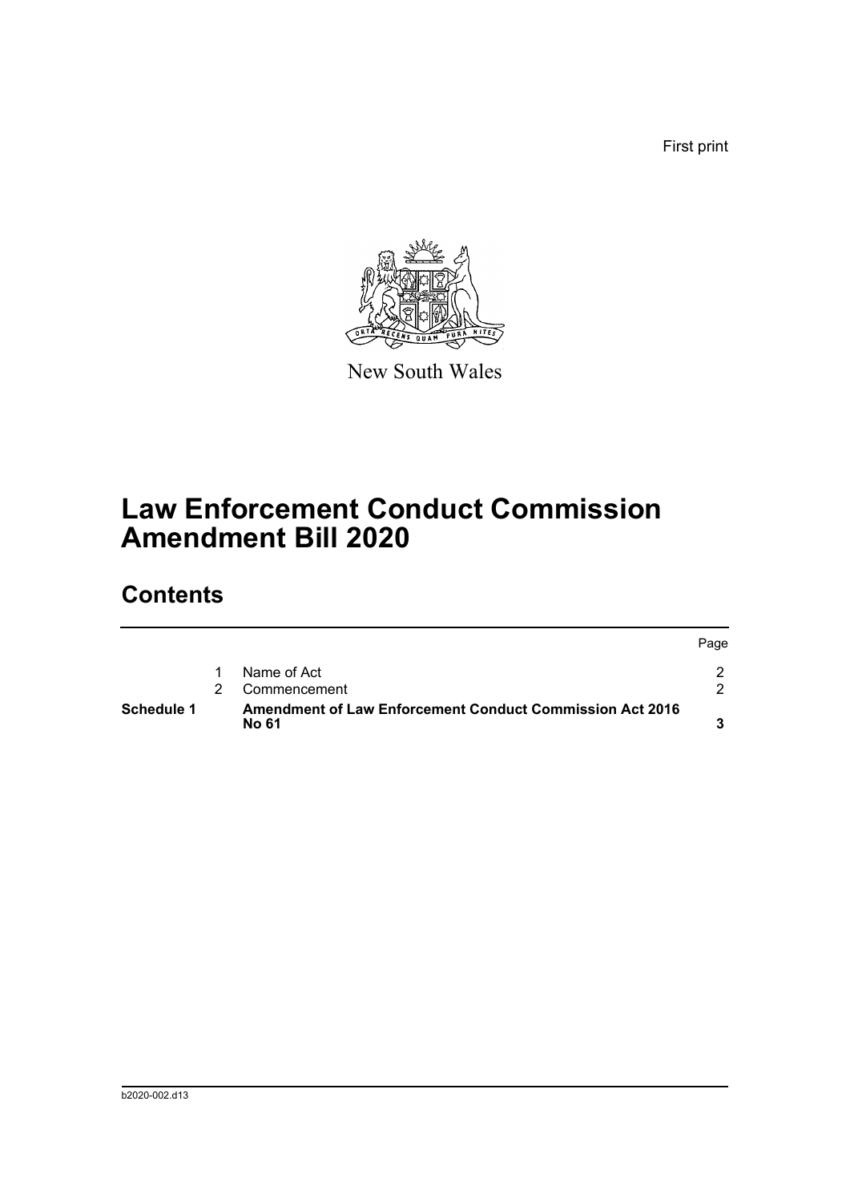First print

New South Wales

# Law Enforcement Conduct Commission Amendment Bill 2020

## Contents

| | | | Page |
|---|---|---|---|
| | 1 | Name of Act | 2 |
| | 2 | Commencement | 2 |
| **Schedule 1** | | **Amendment of Law Enforcement Conduct Commission Act 2016 No 61** | **3** |

b2020-002.d13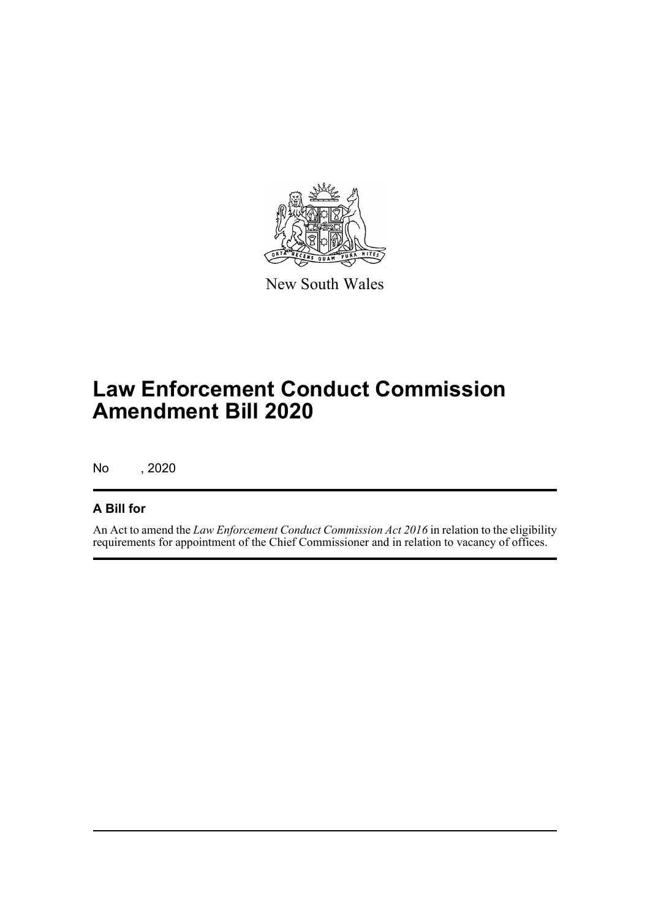New South Wales

# Law Enforcement Conduct Commission Amendment Bill 2020

No , 2020

## A Bill for

An Act to amend the *Law Enforcement Conduct Commission Act 2016* in relation to the eligibility requirements for appointment of the Chief Commissioner and in relation to vacancy of offices.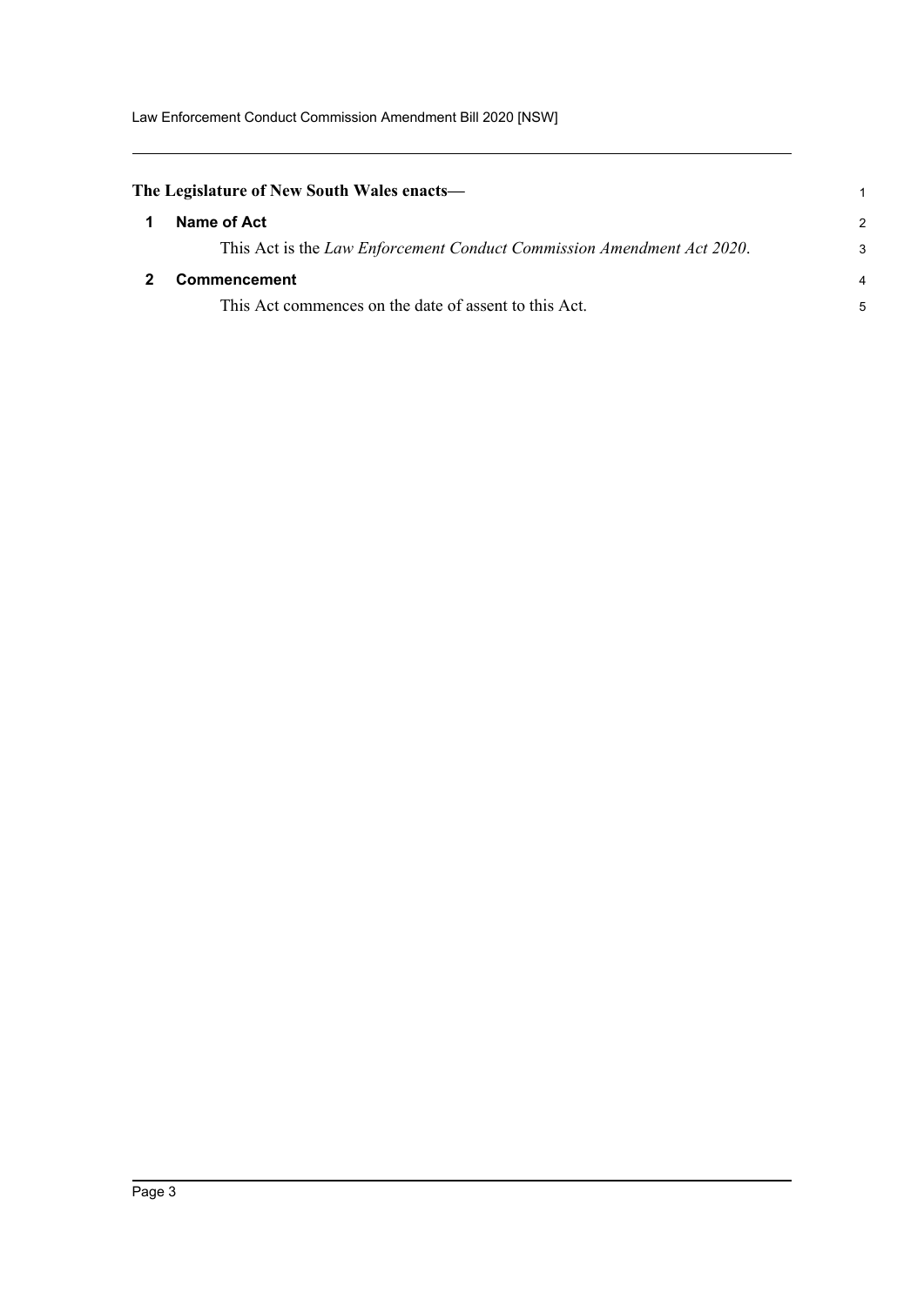**The Legislature of New South Wales enacts—**

## 1 Name of Act

This Act is the *Law Enforcement Conduct Commission Amendment Act 2020*.

## 2 Commencement

This Act commences on the date of assent to this Act.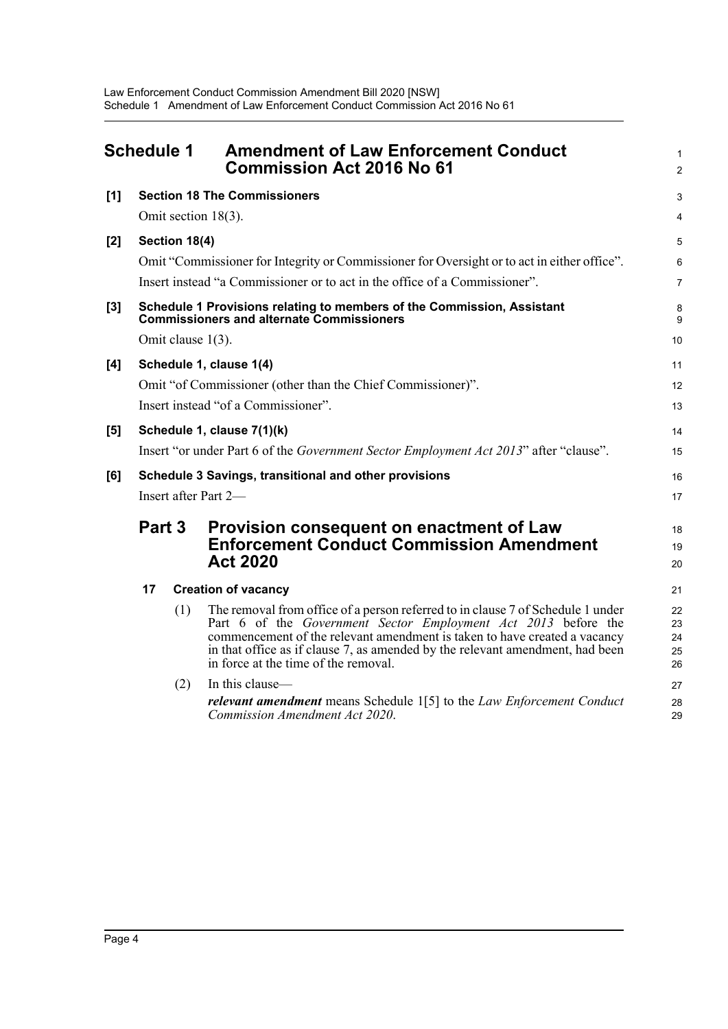## Schedule 1 Amendment of Law Enforcement Conduct Commission Act 2016 No 61

**[1] Section 18 The Commissioners**

Omit section 18(3).

**[2] Section 18(4)**

Omit "Commissioner for Integrity or Commissioner for Oversight or to act in either office".

Insert instead "a Commissioner or to act in the office of a Commissioner".

**[3] Schedule 1 Provisions relating to members of the Commission, Assistant Commissioners and alternate Commissioners**

Omit clause 1(3).

**[4] Schedule 1, clause 1(4)**

Omit "of Commissioner (other than the Chief Commissioner)".

Insert instead "of a Commissioner".

**[5] Schedule 1, clause 7(1)(k)**

Insert "or under Part 6 of the *Government Sector Employment Act 2013*" after "clause".

**[6] Schedule 3 Savings, transitional and other provisions**

Insert after Part 2—

### Part 3 Provision consequent on enactment of Law Enforcement Conduct Commission Amendment Act 2020

**17 Creation of vacancy**

(1) The removal from office of a person referred to in clause 7 of Schedule 1 under Part 6 of the *Government Sector Employment Act 2013* before the commencement of the relevant amendment is taken to have created a vacancy in that office as if clause 7, as amended by the relevant amendment, had been in force at the time of the removal.

(2) In this clause—

***relevant amendment*** means Schedule 1[5] to the *Law Enforcement Conduct Commission Amendment Act 2020*.